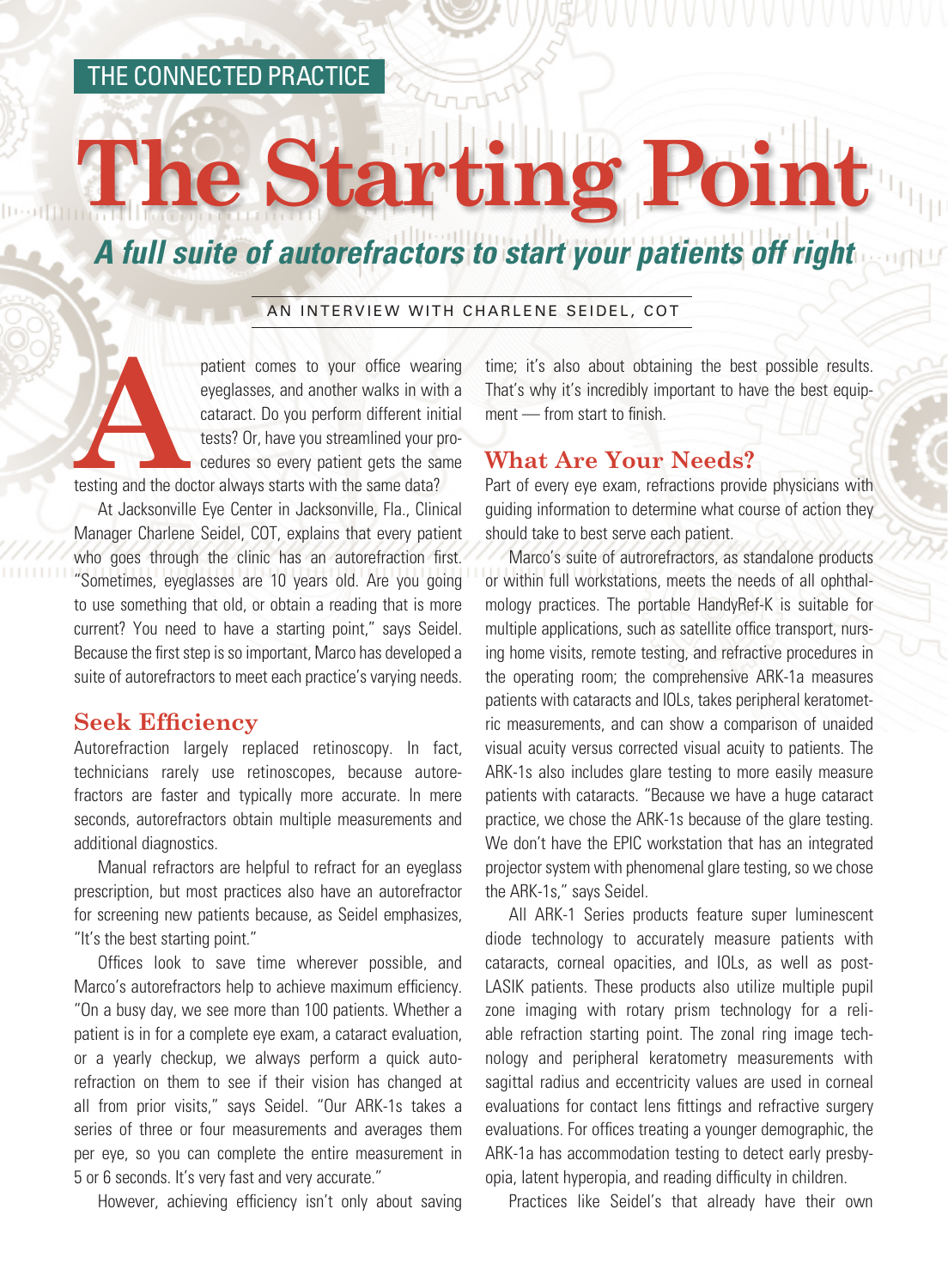THE CONNECTED PRACTICE

# The Starting Point

## *A full suite of autorefractors to start your patients off right*

AN INTERVIEW WITH CHARLENE SEIDEL, COT

A patient comes to your office wearing eyeglasses, and another walks in with a cataract. Do you perform different initial tests? Or, have you streamlined your procedures so every patient gets the same testing and the doctor always starts with the same data?

At Jacksonville Eye Center in Jacksonville, Fla., Clinical Manager Charlene Seidel, COT, explains that every patient who goes through the clinic has an autorefraction first. "Sometimes, eyeglasses are 10 years old. Are you going to use something that old, or obtain a reading that is more current? You need to have a starting point," says Seidel. Because the first step is so important, Marco has developed a suite of autorefractors to meet each practice's varying needs.

### Seek Efficiency

Autorefraction largely replaced retinoscopy. In fact, technicians rarely use retinoscopes, because autorefractors are faster and typically more accurate. In mere seconds, autorefractors obtain multiple measurements and additional diagnostics.

Manual refractors are helpful to refract for an eyeglass prescription, but most practices also have an autorefractor for screening new patients because, as Seidel emphasizes, "It's the best starting point."

Offices look to save time wherever possible, and Marco's autorefractors help to achieve maximum efficiency. "On a busy day, we see more than 100 patients. Whether a patient is in for a complete eye exam, a cataract evaluation, or a yearly checkup, we always perform a quick autorefraction on them to see if their vision has changed at all from prior visits," says Seidel. "Our ARK-1s takes a series of three or four measurements and averages them per eye, so you can complete the entire measurement in 5 or 6 seconds. It's very fast and very accurate."

However, achieving efficiency isn't only about saving time; it's also about obtaining the best possible results. That's why it's incredibly important to have the best equipment — from start to finish.

### What Are Your Needs?

Part of every eye exam, refractions provide physicians with guiding information to determine what course of action they should take to best serve each patient.

Marco's suite of autrorefractors, as standalone products or within full workstations, meets the needs of all ophthalmology practices. The portable HandyRef-K is suitable for multiple applications, such as satellite office transport, nursing home visits, remote testing, and refractive procedures in the operating room; the comprehensive ARK-1a measures patients with cataracts and IOLs, takes peripheral keratometric measurements, and can show a comparison of unaided visual acuity versus corrected visual acuity to patients. The ARK-1s also includes glare testing to more easily measure patients with cataracts. "Because we have a huge cataract practice, we chose the ARK-1s because of the glare testing. We don't have the EPIC workstation that has an integrated projector system with phenomenal glare testing, so we chose the ARK-1s," says Seidel.

All ARK-1 Series products feature super luminescent diode technology to accurately measure patients with cataracts, corneal opacities, and IOLs, as well as post-LASIK patients. These products also utilize multiple pupil zone imaging with rotary prism technology for a reliable refraction starting point. The zonal ring image technology and peripheral keratometry measurements with sagittal radius and eccentricity values are used in corneal evaluations for contact lens fittings and refractive surgery evaluations. For offices treating a younger demographic, the ARK-1a has accommodation testing to detect early presbyopia, latent hyperopia, and reading difficulty in children.

Practices like Seidel's that already have their own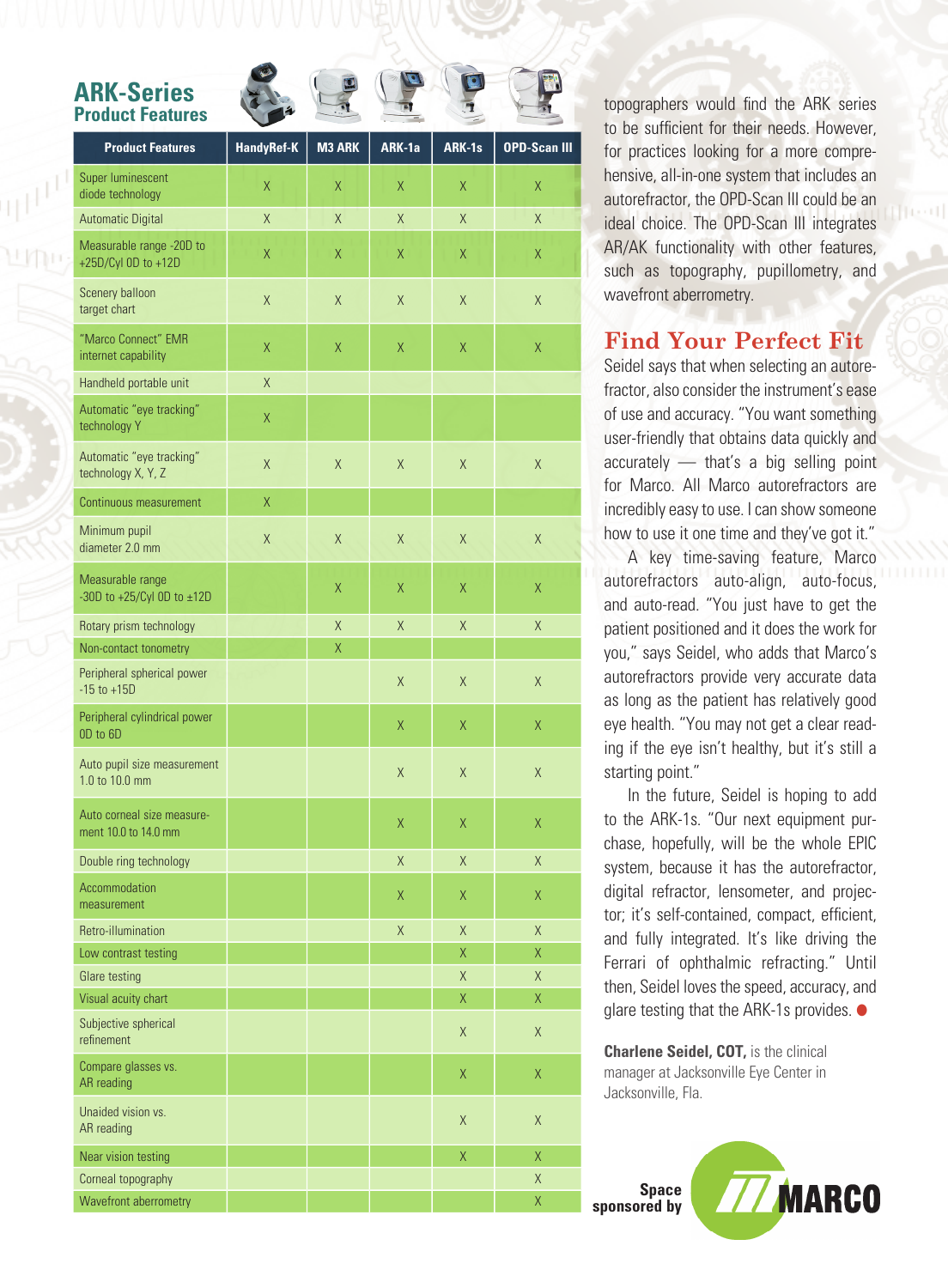## ARK-Series Product Features

| Product Features | HandyRef-K | M3 ARK | ARK-1a | ARK-1s | OPD-Scan III |
|---|---|---|---|---|---|
| Super luminescent diode technology | X | X | X | X | X |
| Automatic Digital | X | X | X | X | X |
| Measurable range -20D to +25D/Cyl 0D to +12D | X | X | X | X | X |
| Scenery balloon target chart | X | X | X | X | X |
| "Marco Connect" EMR internet capability | X | X | X | X | X |
| Handheld portable unit | X | | | | |
| Automatic "eye tracking" technology Y | X | | | | |
| Automatic "eye tracking" technology X, Y, Z | X | X | X | X | X |
| Continuous measurement | X | | | | |
| Minimum pupil diameter 2.0 mm | X | X | X | X | X |
| Measurable range -30D to +25/Cyl 0D to ±12D | | X | X | X | X |
| Rotary prism technology | | X | X | X | X |
| Non-contact tonometry | | X | | | |
| Peripheral spherical power -15 to +15D | | | X | X | X |
| Peripheral cylindrical power 0D to 6D | | | X | X | X |
| Auto pupil size measurement 1.0 to 10.0 mm | | | X | X | X |
| Auto corneal size measurement 10.0 to 14.0 mm | | | X | X | X |
| Double ring technology | | | X | X | X |
| Accommodation measurement | | | X | X | X |
| Retro-illumination | | | X | X | X |
| Low contrast testing | | | | X | X |
| Glare testing | | | | X | X |
| Visual acuity chart | | | | X | X |
| Subjective spherical refinement | | | | X | X |
| Compare glasses vs. AR reading | | | | X | X |
| Unaided vision vs. AR reading | | | | X | X |
| Near vision testing | | | | X | X |
| Corneal topography | | | | | X |
| Wavefront aberrometry | | | | | X |

topographers would find the ARK series to be sufficient for their needs. However, for practices looking for a more comprehensive, all-in-one system that includes an autorefractor, the OPD-Scan III could be an ideal choice. The OPD-Scan III integrates AR/AK functionality with other features, such as topography, pupillometry, and wavefront aberrometry.

## Find Your Perfect Fit

Seidel says that when selecting an autorefractor, also consider the instrument's ease of use and accuracy. "You want something user-friendly that obtains data quickly and accurately — that's a big selling point for Marco. All Marco autorefractors are incredibly easy to use. I can show someone how to use it one time and they've got it."

A key time-saving feature, Marco autorefractors auto-align, auto-focus, and auto-read. "You just have to get the patient positioned and it does the work for you," says Seidel, who adds that Marco's autorefractors provide very accurate data as long as the patient has relatively good eye health. "You may not get a clear reading if the eye isn't healthy, but it's still a starting point."

In the future, Seidel is hoping to add to the ARK-1s. "Our next equipment purchase, hopefully, will be the whole EPIC system, because it has the autorefractor, digital refractor, lensometer, and projector; it's self-contained, compact, efficient, and fully integrated. It's like driving the Ferrari of ophthalmic refracting." Until then, Seidel loves the speed, accuracy, and glare testing that the ARK-1s provides. ●

**Charlene Seidel, COT,** is the clinical manager at Jacksonville Eye Center in Jacksonville, Fla.

**Space sponsored by** MARCO